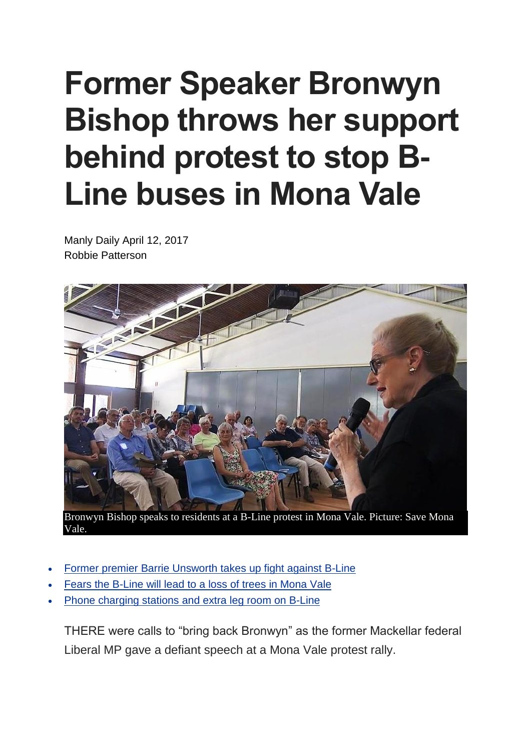# Former Speaker Bronwyn Bishop throws her support behind protest to stop B-Line buses in Mona Vale

Manly Daily April 12, 2017
Robbie Patterson

Bronwyn Bishop speaks to residents at a B-Line protest in Mona Vale. Picture: Save Mona Vale.

- Former premier Barrie Unsworth takes up fight against B-Line
- Fears the B-Line will lead to a loss of trees in Mona Vale
- Phone charging stations and extra leg room on B-Line

THERE were calls to "bring back Bronwyn" as the former Mackellar federal Liberal MP gave a defiant speech at a Mona Vale protest rally.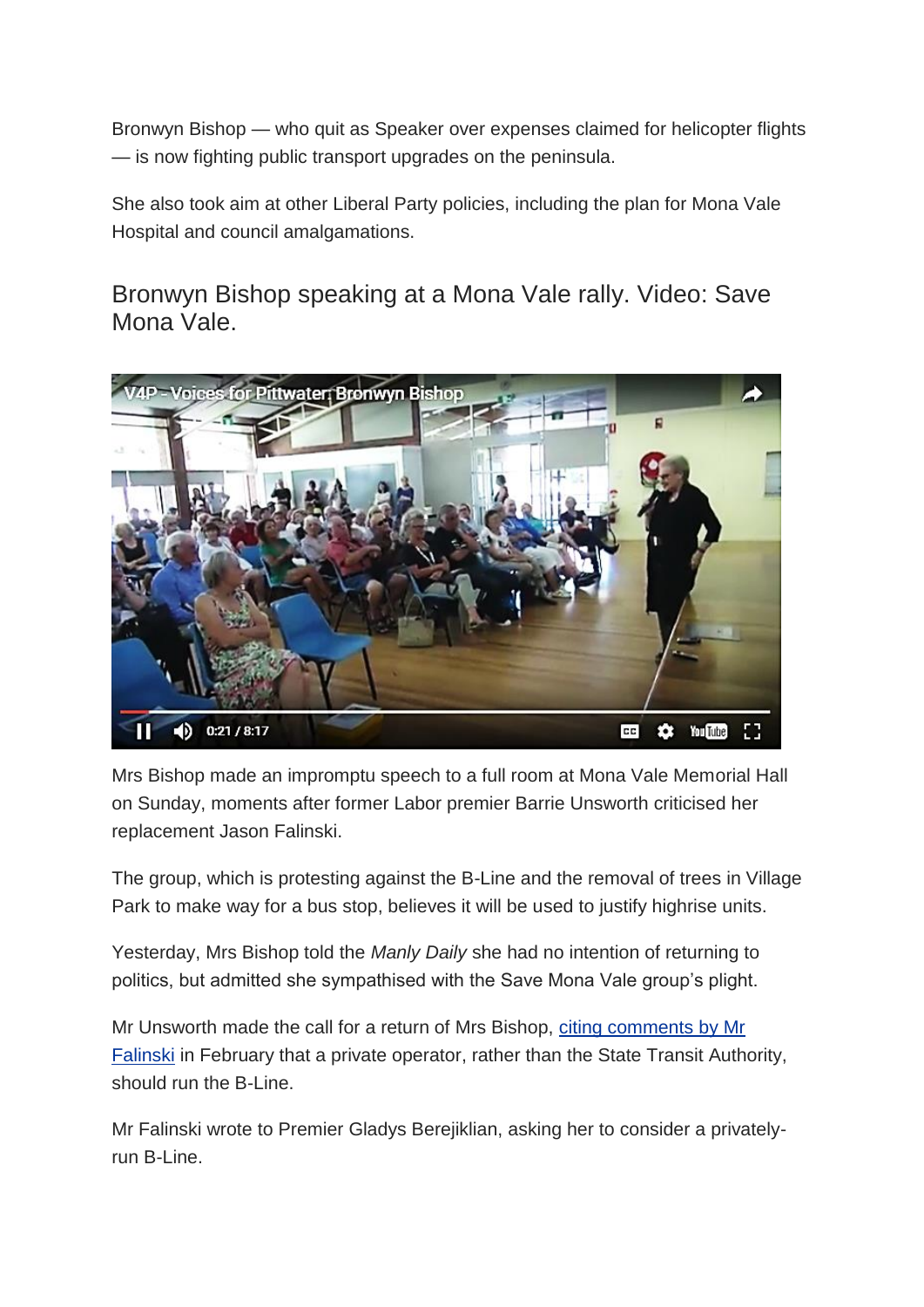Bronwyn Bishop — who quit as Speaker over expenses claimed for helicopter flights — is now fighting public transport upgrades on the peninsula.

She also took aim at other Liberal Party policies, including the plan for Mona Vale Hospital and council amalgamations.

## Bronwyn Bishop speaking at a Mona Vale rally. Video: Save Mona Vale.

Mrs Bishop made an impromptu speech to a full room at Mona Vale Memorial Hall on Sunday, moments after former Labor premier Barrie Unsworth criticised her replacement Jason Falinski.

The group, which is protesting against the B-Line and the removal of trees in Village Park to make way for a bus stop, believes it will be used to justify highrise units.

Yesterday, Mrs Bishop told the *Manly Daily* she had no intention of returning to politics, but admitted she sympathised with the Save Mona Vale group's plight.

Mr Unsworth made the call for a return of Mrs Bishop, citing comments by Mr Falinski in February that a private operator, rather than the State Transit Authority, should run the B-Line.

Mr Falinski wrote to Premier Gladys Berejiklian, asking her to consider a privately-run B-Line.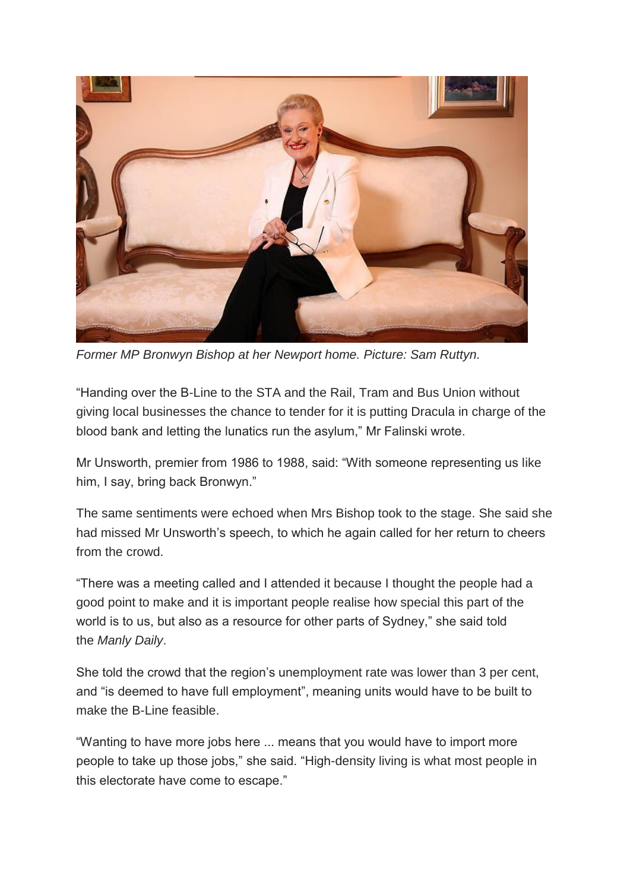*Former MP Bronwyn Bishop at her Newport home. Picture: Sam Ruttyn.*

"Handing over the B-Line to the STA and the Rail, Tram and Bus Union without giving local businesses the chance to tender for it is putting Dracula in charge of the blood bank and letting the lunatics run the asylum," Mr Falinski wrote.

Mr Unsworth, premier from 1986 to 1988, said: "With someone representing us like him, I say, bring back Bronwyn."

The same sentiments were echoed when Mrs Bishop took to the stage. She said she had missed Mr Unsworth's speech, to which he again called for her return to cheers from the crowd.

"There was a meeting called and I attended it because I thought the people had a good point to make and it is important people realise how special this part of the world is to us, but also as a resource for other parts of Sydney," she said told the *Manly Daily*.

She told the crowd that the region's unemployment rate was lower than 3 per cent, and "is deemed to have full employment", meaning units would have to be built to make the B-Line feasible.

"Wanting to have more jobs here ... means that you would have to import more people to take up those jobs," she said. "High-density living is what most people in this electorate have come to escape."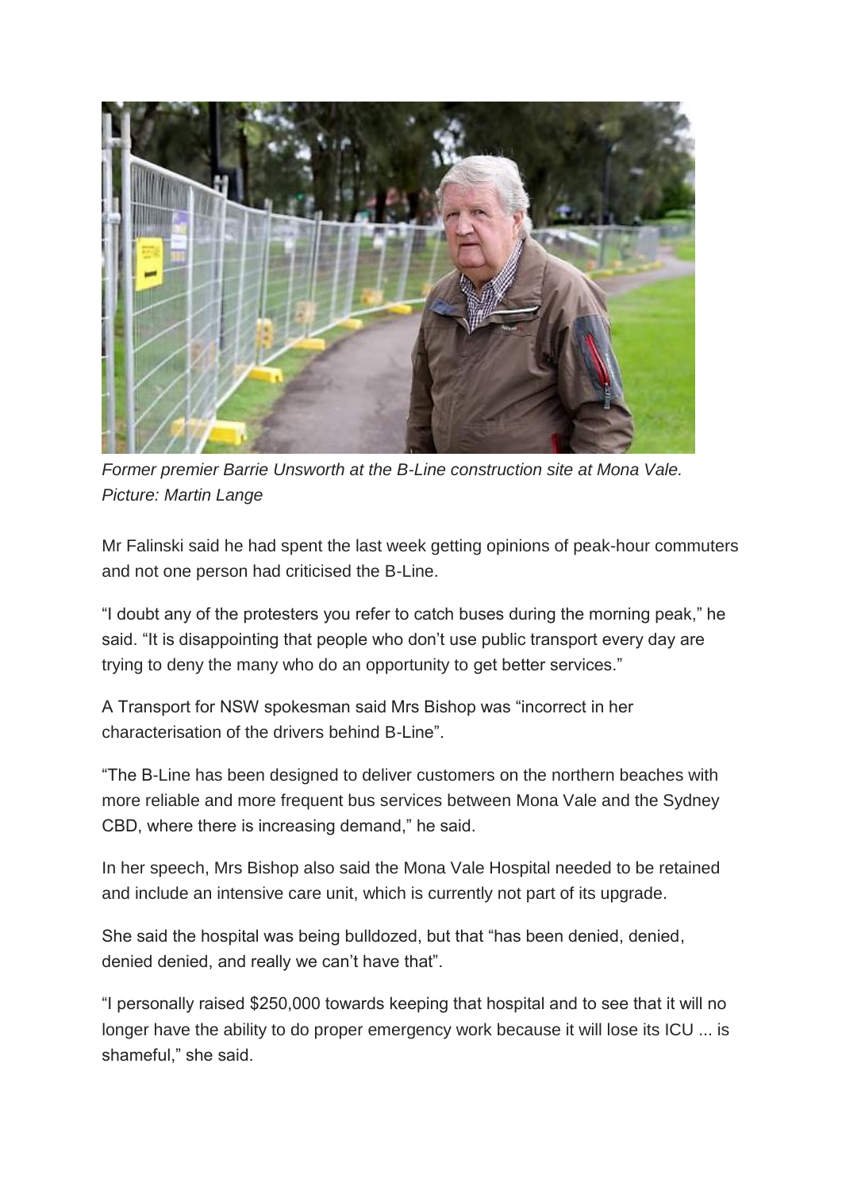*Former premier Barrie Unsworth at the B-Line construction site at Mona Vale. Picture: Martin Lange*

Mr Falinski said he had spent the last week getting opinions of peak-hour commuters and not one person had criticised the B-Line.

"I doubt any of the protesters you refer to catch buses during the morning peak," he said. "It is disappointing that people who don't use public transport every day are trying to deny the many who do an opportunity to get better services."

A Transport for NSW spokesman said Mrs Bishop was "incorrect in her characterisation of the drivers behind B-Line".

"The B-Line has been designed to deliver customers on the northern beaches with more reliable and more frequent bus services between Mona Vale and the Sydney CBD, where there is increasing demand," he said.

In her speech, Mrs Bishop also said the Mona Vale Hospital needed to be retained and include an intensive care unit, which is currently not part of its upgrade.

She said the hospital was being bulldozed, but that "has been denied, denied, denied denied, and really we can't have that".

"I personally raised $250,000 towards keeping that hospital and to see that it will no longer have the ability to do proper emergency work because it will lose its ICU ... is shameful," she said.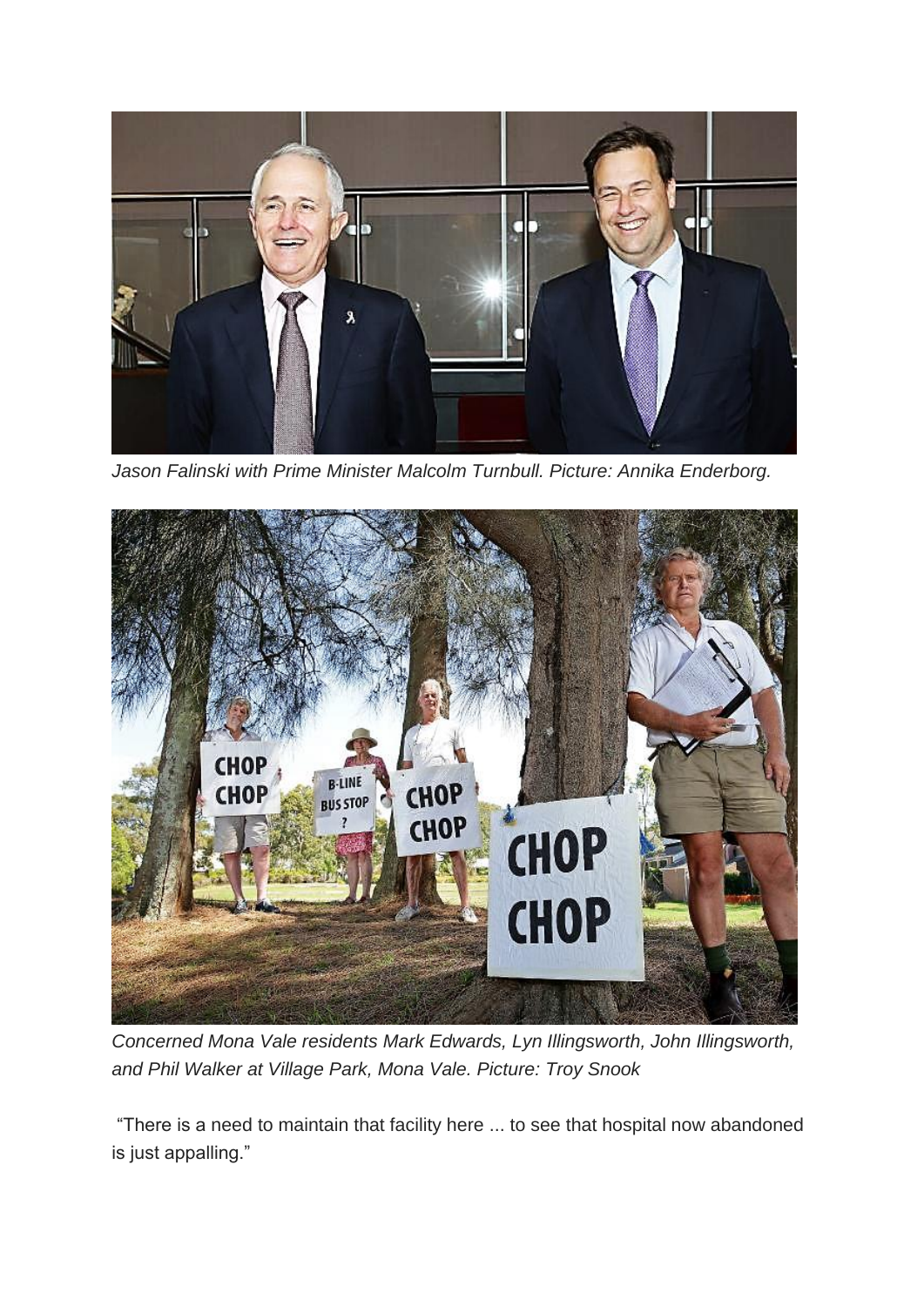*Jason Falinski with Prime Minister Malcolm Turnbull. Picture: Annika Enderborg.*

*Concerned Mona Vale residents Mark Edwards, Lyn Illingsworth, John Illingsworth, and Phil Walker at Village Park, Mona Vale. Picture: Troy Snook*

"There is a need to maintain that facility here ... to see that hospital now abandoned is just appalling."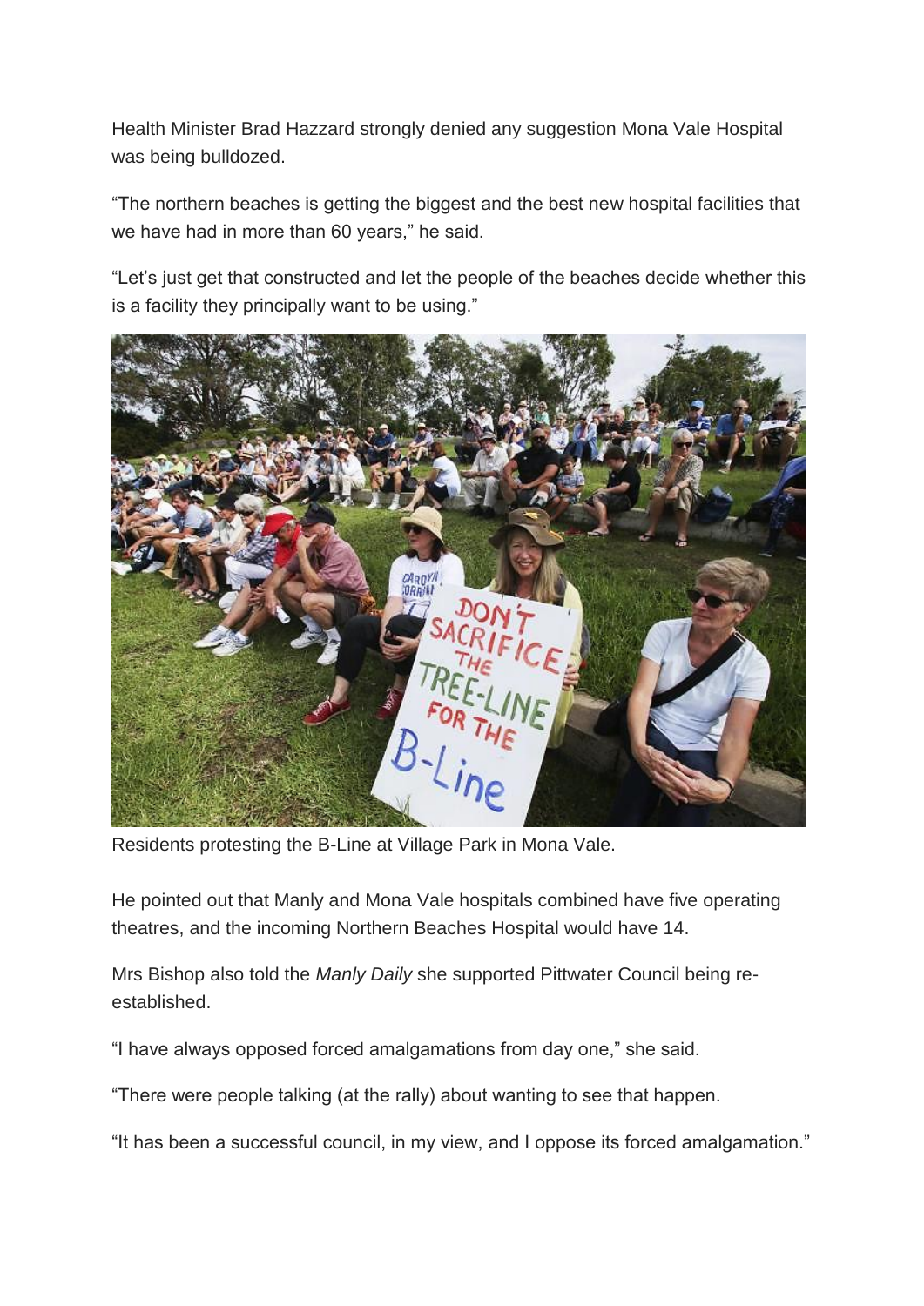Health Minister Brad Hazzard strongly denied any suggestion Mona Vale Hospital was being bulldozed.

“The northern beaches is getting the biggest and the best new hospital facilities that we have had in more than 60 years,” he said.

“Let’s just get that constructed and let the people of the beaches decide whether this is a facility they principally want to be using.”

Residents protesting the B-Line at Village Park in Mona Vale.

He pointed out that Manly and Mona Vale hospitals combined have five operating theatres, and the incoming Northern Beaches Hospital would have 14.

Mrs Bishop also told the *Manly Daily* she supported Pittwater Council being re-established.

“I have always opposed forced amalgamations from day one,” she said.

“There were people talking (at the rally) about wanting to see that happen.

“It has been a successful council, in my view, and I oppose its forced amalgamation.”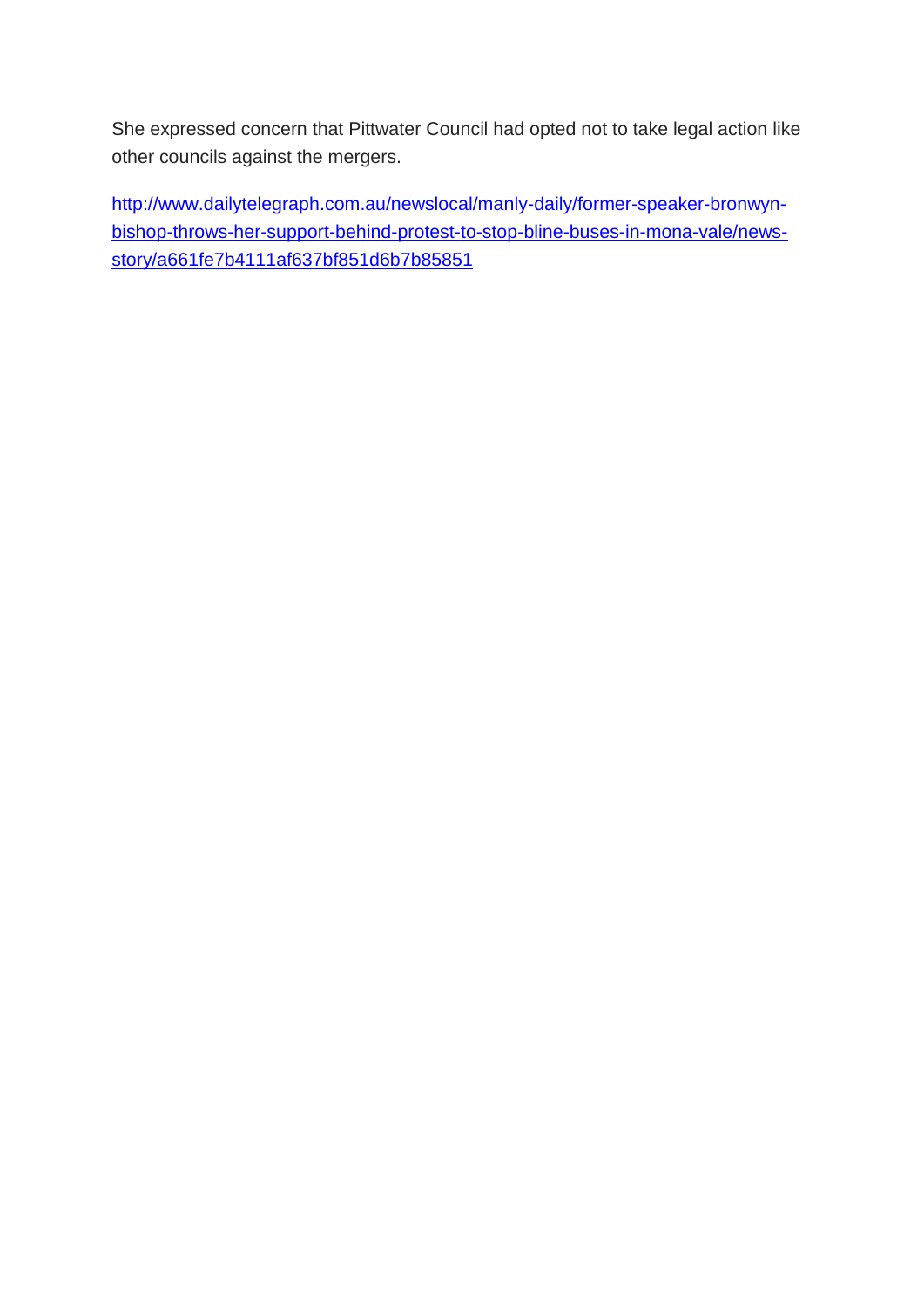She expressed concern that Pittwater Council had opted not to take legal action like other councils against the mergers.

[http://www.dailytelegraph.com.au/newslocal/manly-daily/former-speaker-bronwyn-bishop-throws-her-support-behind-protest-to-stop-bline-buses-in-mona-vale/news-story/a661fe7b4111af637bf851d6b7b85851](http://www.dailytelegraph.com.au/newslocal/manly-daily/former-speaker-bronwyn-bishop-throws-her-support-behind-protest-to-stop-bline-buses-in-mona-vale/news-story/a661fe7b4111af637bf851d6b7b85851)